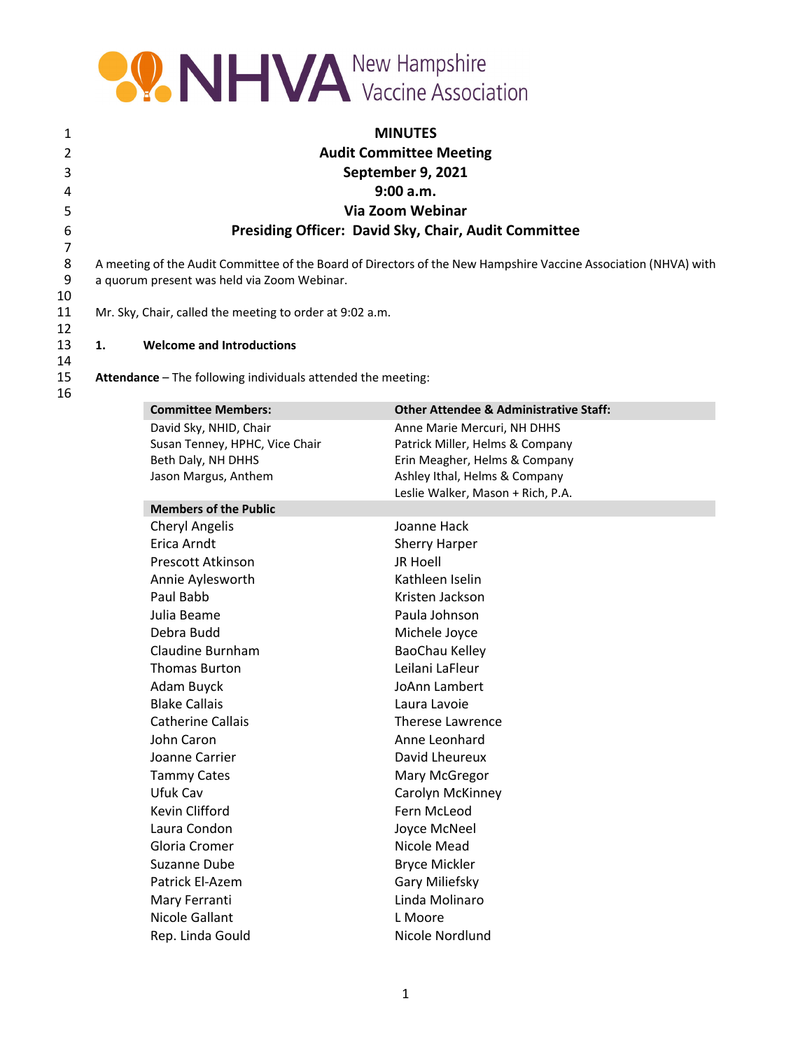# MINUTES

## Audit Committee Meeting
## September 9, 2021
## 9:00 a.m.
## Via Zoom Webinar
## Presiding Officer: David Sky, Chair, Audit Committee

A meeting of the Audit Committee of the Board of Directors of the New Hampshire Vaccine Association (NHVA) with a quorum present was held via Zoom Webinar.

Mr. Sky, Chair, called the meeting to order at 9:02 a.m.

**1. Welcome and Introductions**

**Attendance** – The following individuals attended the meeting:

| Committee Members: | Other Attendee & Administrative Staff: |
|---|---|
| David Sky, NHID, Chair | Anne Marie Mercuri, NH DHHS |
| Susan Tenney, HPHC, Vice Chair | Patrick Miller, Helms & Company |
| Beth Daly, NH DHHS | Erin Meagher, Helms & Company |
| Jason Margus, Anthem | Ashley Ithal, Helms & Company |
| | Leslie Walker, Mason + Rich, P.A. |
| **Members of the Public** | |
| Cheryl Angelis | Joanne Hack |
| Erica Arndt | Sherry Harper |
| Prescott Atkinson | JR Hoell |
| Annie Aylesworth | Kathleen Iselin |
| Paul Babb | Kristen Jackson |
| Julia Beame | Paula Johnson |
| Debra Budd | Michele Joyce |
| Claudine Burnham | BaoChau Kelley |
| Thomas Burton | Leilani LaFleur |
| Adam Buyck | JoAnn Lambert |
| Blake Callais | Laura Lavoie |
| Catherine Callais | Therese Lawrence |
| John Caron | Anne Leonhard |
| Joanne Carrier | David Lheureux |
| Tammy Cates | Mary McGregor |
| Ufuk Cav | Carolyn McKinney |
| Kevin Clifford | Fern McLeod |
| Laura Condon | Joyce McNeel |
| Gloria Cromer | Nicole Mead |
| Suzanne Dube | Bryce Mickler |
| Patrick El-Azem | Gary Miliefsky |
| Mary Ferranti | Linda Molinaro |
| Nicole Gallant | L Moore |
| Rep. Linda Gould | Nicole Nordlund |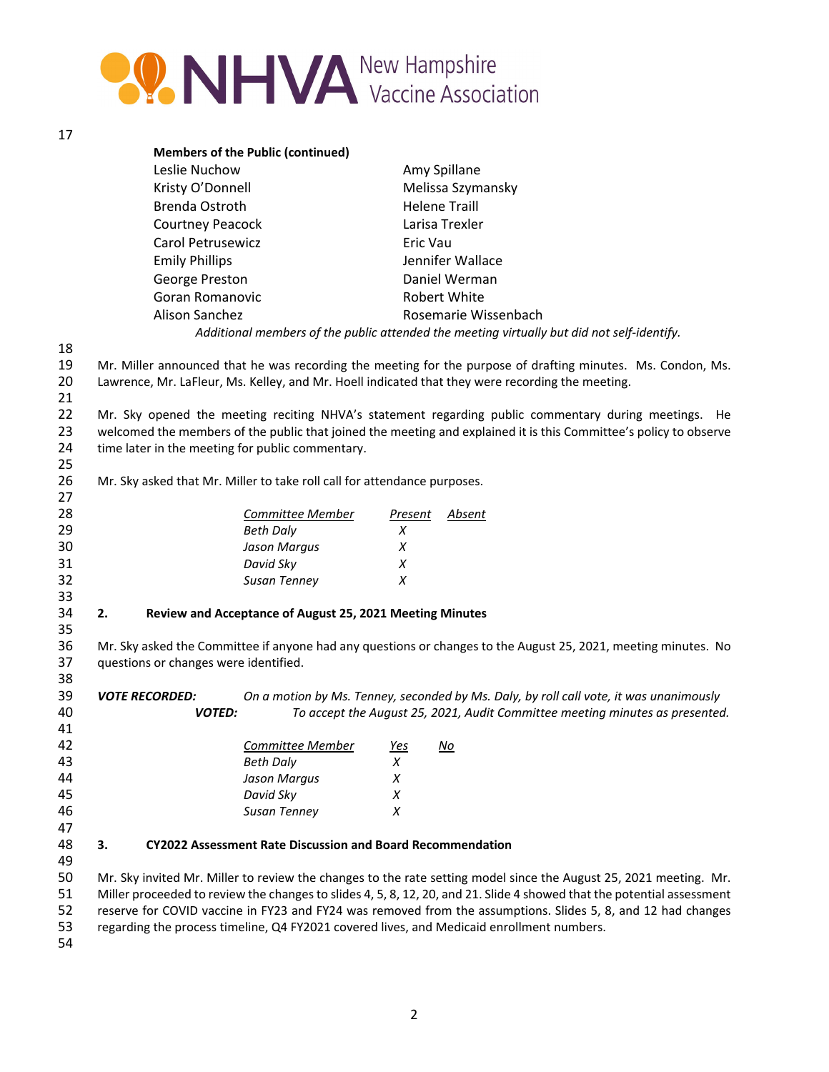**Members of the Public (continued)**

| | |
|---|---|
| Leslie Nuchow | Amy Spillane |
| Kristy O'Donnell | Melissa Szymansky |
| Brenda Ostroth | Helene Traill |
| Courtney Peacock | Larisa Trexler |
| Carol Petrusewicz | Eric Vau |
| Emily Phillips | Jennifer Wallace |
| George Preston | Daniel Werman |
| Goran Romanovic | Robert White |
| Alison Sanchez | Rosemarie Wissenbach |

*Additional members of the public attended the meeting virtually but did not self-identify.*

Mr. Miller announced that he was recording the meeting for the purpose of drafting minutes. Ms. Condon, Ms. Lawrence, Mr. LaFleur, Ms. Kelley, and Mr. Hoell indicated that they were recording the meeting.

Mr. Sky opened the meeting reciting NHVA's statement regarding public commentary during meetings. He welcomed the members of the public that joined the meeting and explained it is this Committee's policy to observe time later in the meeting for public commentary.

Mr. Sky asked that Mr. Miller to take roll call for attendance purposes.

| *Committee Member* | *Present* | *Absent* |
|---|---|---|
| *Beth Daly* | *X* | |
| *Jason Margus* | *X* | |
| *David Sky* | *X* | |
| *Susan Tenney* | *X* | |

**2. Review and Acceptance of August 25, 2021 Meeting Minutes**

Mr. Sky asked the Committee if anyone had any questions or changes to the August 25, 2021, meeting minutes. No questions or changes were identified.

***VOTE RECORDED:*** *On a motion by Ms. Tenney, seconded by Ms. Daly, by roll call vote, it was unanimously*
***VOTED:*** *To accept the August 25, 2021, Audit Committee meeting minutes as presented.*

| *Committee Member* | *Yes* | *No* |
|---|---|---|
| *Beth Daly* | *X* | |
| *Jason Margus* | *X* | |
| *David Sky* | *X* | |
| *Susan Tenney* | *X* | |

**3. CY2022 Assessment Rate Discussion and Board Recommendation**

Mr. Sky invited Mr. Miller to review the changes to the rate setting model since the August 25, 2021 meeting. Mr. Miller proceeded to review the changes to slides 4, 5, 8, 12, 20, and 21. Slide 4 showed that the potential assessment reserve for COVID vaccine in FY23 and FY24 was removed from the assumptions. Slides 5, 8, and 12 had changes regarding the process timeline, Q4 FY2021 covered lives, and Medicaid enrollment numbers.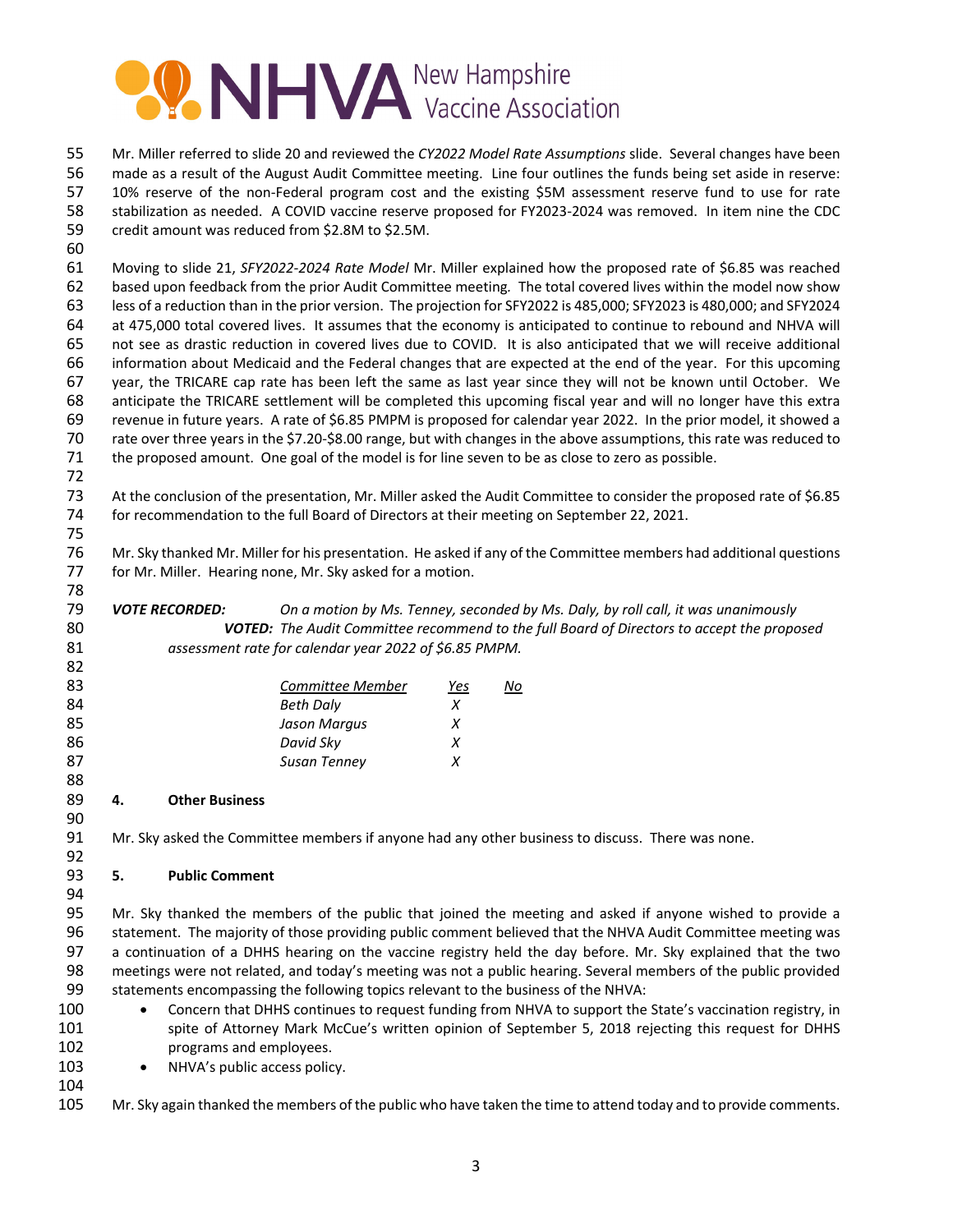Mr. Miller referred to slide 20 and reviewed the *CY2022 Model Rate Assumptions* slide. Several changes have been made as a result of the August Audit Committee meeting. Line four outlines the funds being set aside in reserve: 10% reserve of the non-Federal program cost and the existing $5M assessment reserve fund to use for rate stabilization as needed. A COVID vaccine reserve proposed for FY2023-2024 was removed. In item nine the CDC credit amount was reduced from $2.8M to $2.5M.

Moving to slide 21, *SFY2022-2024 Rate Model* Mr. Miller explained how the proposed rate of $6.85 was reached based upon feedback from the prior Audit Committee meeting. The total covered lives within the model now show less of a reduction than in the prior version. The projection for SFY2022 is 485,000; SFY2023 is 480,000; and SFY2024 at 475,000 total covered lives. It assumes that the economy is anticipated to continue to rebound and NHVA will not see as drastic reduction in covered lives due to COVID. It is also anticipated that we will receive additional information about Medicaid and the Federal changes that are expected at the end of the year. For this upcoming year, the TRICARE cap rate has been left the same as last year since they will not be known until October. We anticipate the TRICARE settlement will be completed this upcoming fiscal year and will no longer have this extra revenue in future years. A rate of $6.85 PMPM is proposed for calendar year 2022. In the prior model, it showed a rate over three years in the $7.20-$8.00 range, but with changes in the above assumptions, this rate was reduced to the proposed amount. One goal of the model is for line seven to be as close to zero as possible.

At the conclusion of the presentation, Mr. Miller asked the Audit Committee to consider the proposed rate of $6.85 for recommendation to the full Board of Directors at their meeting on September 22, 2021.

Mr. Sky thanked Mr. Miller for his presentation. He asked if any of the Committee members had additional questions for Mr. Miller. Hearing none, Mr. Sky asked for a motion.

***VOTE RECORDED:*** *On a motion by Ms. Tenney, seconded by Ms. Daly, by roll call, it was unanimously* ***VOTED:*** *The Audit Committee recommend to the full Board of Directors to accept the proposed assessment rate for calendar year 2022 of $6.85 PMPM.*

| *Committee Member* | *Yes* | *No* |
|---|---|---|
| *Beth Daly* | *X* | |
| *Jason Margus* | *X* | |
| *David Sky* | *X* | |
| *Susan Tenney* | *X* | |

## 4. Other Business

Mr. Sky asked the Committee members if anyone had any other business to discuss. There was none.

## 5. Public Comment

Mr. Sky thanked the members of the public that joined the meeting and asked if anyone wished to provide a statement. The majority of those providing public comment believed that the NHVA Audit Committee meeting was a continuation of a DHHS hearing on the vaccine registry held the day before. Mr. Sky explained that the two meetings were not related, and today's meeting was not a public hearing. Several members of the public provided statements encompassing the following topics relevant to the business of the NHVA:

- Concern that DHHS continues to request funding from NHVA to support the State's vaccination registry, in spite of Attorney Mark McCue's written opinion of September 5, 2018 rejecting this request for DHHS programs and employees.
- NHVA's public access policy.

Mr. Sky again thanked the members of the public who have taken the time to attend today and to provide comments.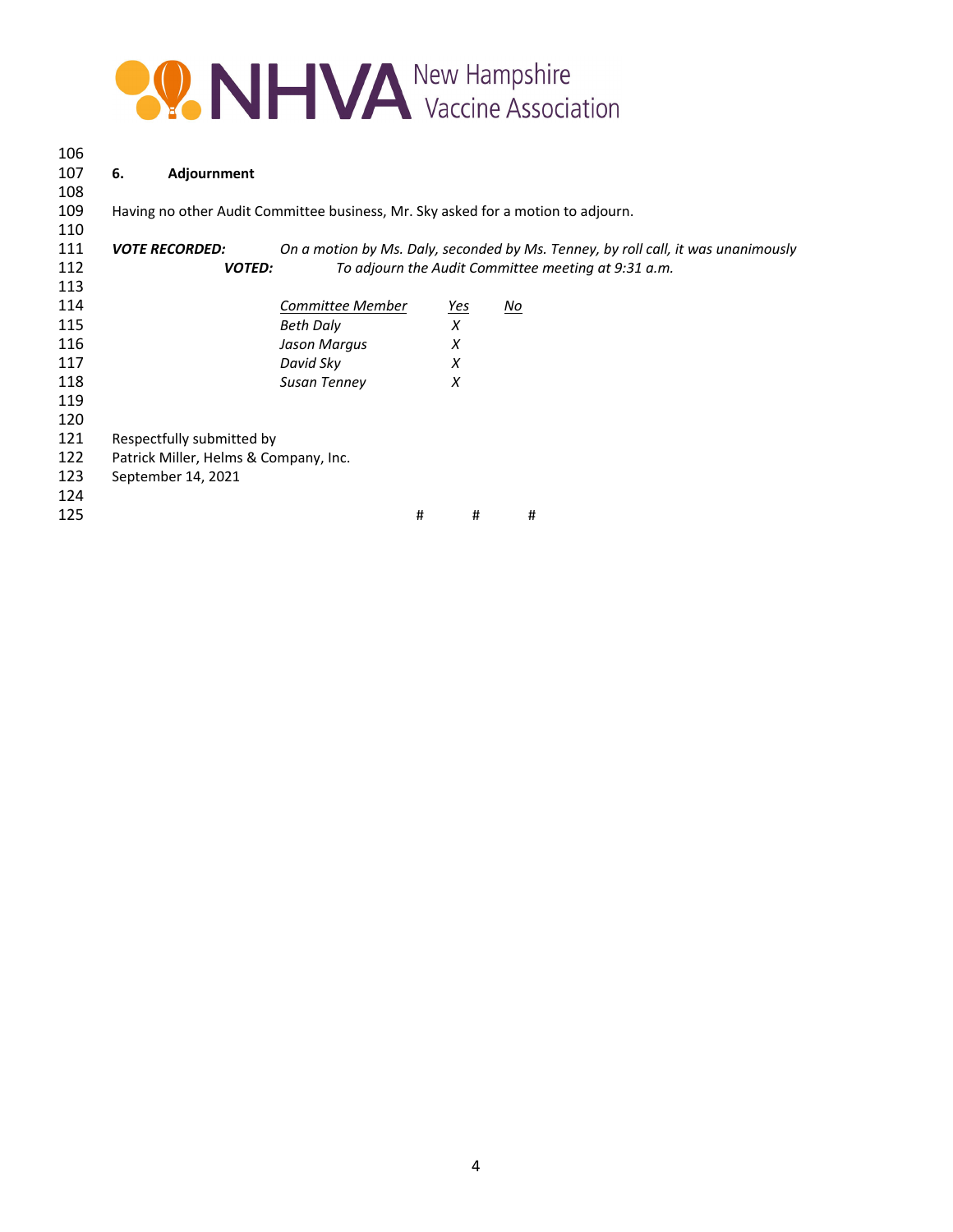**6. Adjournment**

Having no other Audit Committee business, Mr. Sky asked for a motion to adjourn.

***VOTE RECORDED:*** *On a motion by Ms. Daly, seconded by Ms. Tenney, by roll call, it was unanimously*
***VOTED:*** *To adjourn the Audit Committee meeting at 9:31 a.m.*

| *Committee Member* | *Yes* | *No* |
|---|---|---|
| *Beth Daly* | *X* | |
| *Jason Margus* | *X* | |
| *David Sky* | *X* | |
| *Susan Tenney* | *X* | |

Respectfully submitted by
Patrick Miller, Helms & Company, Inc.
September 14, 2021

# # #